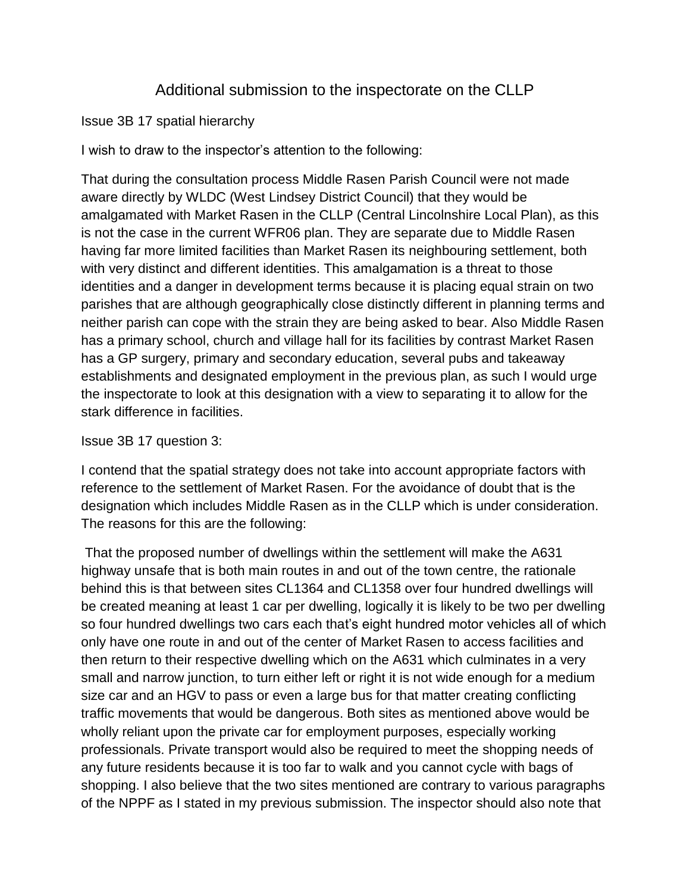# Additional submission to the inspectorate on the CLLP

Issue 3B 17 spatial hierarchy

I wish to draw to the inspector's attention to the following:

That during the consultation process Middle Rasen Parish Council were not made aware directly by WLDC (West Lindsey District Council) that they would be amalgamated with Market Rasen in the CLLP (Central Lincolnshire Local Plan), as this is not the case in the current WFR06 plan. They are separate due to Middle Rasen having far more limited facilities than Market Rasen its neighbouring settlement, both with very distinct and different identities. This amalgamation is a threat to those identities and a danger in development terms because it is placing equal strain on two parishes that are although geographically close distinctly different in planning terms and neither parish can cope with the strain they are being asked to bear. Also Middle Rasen has a primary school, church and village hall for its facilities by contrast Market Rasen has a GP surgery, primary and secondary education, several pubs and takeaway establishments and designated employment in the previous plan, as such I would urge the inspectorate to look at this designation with a view to separating it to allow for the stark difference in facilities.

Issue 3B 17 question 3:

I contend that the spatial strategy does not take into account appropriate factors with reference to the settlement of Market Rasen. For the avoidance of doubt that is the designation which includes Middle Rasen as in the CLLP which is under consideration. The reasons for this are the following:

That the proposed number of dwellings within the settlement will make the A631 highway unsafe that is both main routes in and out of the town centre, the rationale behind this is that between sites CL1364 and CL1358 over four hundred dwellings will be created meaning at least 1 car per dwelling, logically it is likely to be two per dwelling so four hundred dwellings two cars each that's eight hundred motor vehicles all of which only have one route in and out of the center of Market Rasen to access facilities and then return to their respective dwelling which on the A631 which culminates in a very small and narrow junction, to turn either left or right it is not wide enough for a medium size car and an HGV to pass or even a large bus for that matter creating conflicting traffic movements that would be dangerous. Both sites as mentioned above would be wholly reliant upon the private car for employment purposes, especially working professionals. Private transport would also be required to meet the shopping needs of any future residents because it is too far to walk and you cannot cycle with bags of shopping. I also believe that the two sites mentioned are contrary to various paragraphs of the NPPF as I stated in my previous submission. The inspector should also note that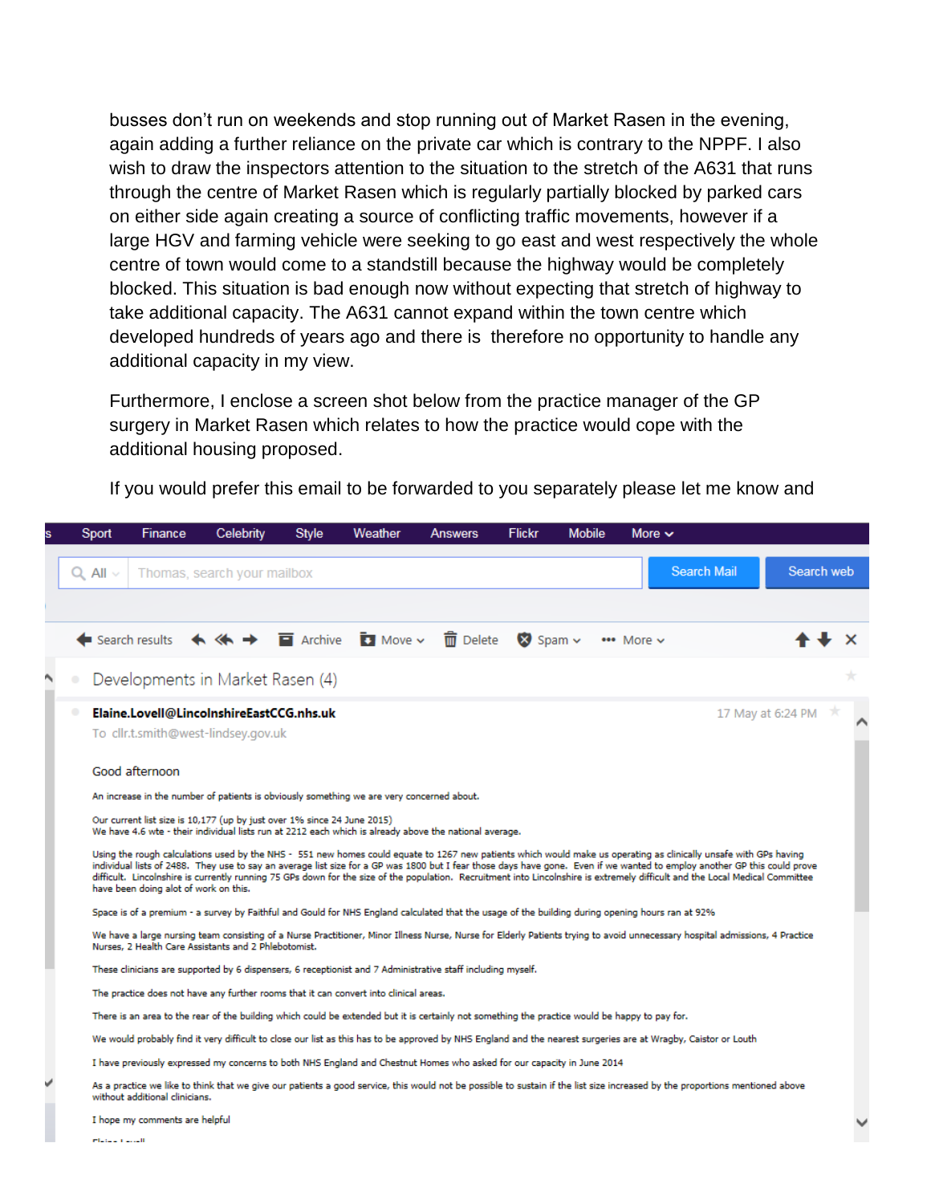busses don't run on weekends and stop running out of Market Rasen in the evening, again adding a further reliance on the private car which is contrary to the NPPF. I also wish to draw the inspectors attention to the situation to the stretch of the A631 that runs through the centre of Market Rasen which is regularly partially blocked by parked cars on either side again creating a source of conflicting traffic movements, however if a large HGV and farming vehicle were seeking to go east and west respectively the whole centre of town would come to a standstill because the highway would be completely blocked. This situation is bad enough now without expecting that stretch of highway to take additional capacity. The A631 cannot expand within the town centre which developed hundreds of years ago and there is therefore no opportunity to handle any additional capacity in my view.

Furthermore, I enclose a screen shot below from the practice manager of the GP surgery in Market Rasen which relates to how the practice would cope with the additional housing proposed.

If you would prefer this email to be forwarded to you separately please let me know and

Sport Finance Celebrity Style Weather Answers Flickr Mobile More

All | Thomas, search your mailbox | Search Mail | Search web

Search results | Archive | Move | Delete | Spam | More

Developments in Market Rasen (4)

**Elaine.Lovell@LincolnshireEastCCG.nhs.uk** 17 May at 6:24 PM

To cllr.t.smith@west-lindsey.gov.uk

Good afternoon

An increase in the number of patients is obviously something we are very concerned about.

Our current list size is 10,177 (up by just over 1% since 24 June 2015)
We have 4.6 wte - their individual lists run at 2212 each which is already above the national average.

Using the rough calculations used by the NHS - 551 new homes could equate to 1267 new patients which would make us operating as clinically unsafe with GPs having individual lists of 2488. They use to say an average list size for a GP was 1800 but I fear those days have gone. Even if we wanted to employ another GP this could prove difficult. Lincolnshire is currently running 75 GPs down for the size of the population. Recruitment into Lincolnshire is extremely difficult and the Local Medical Committee have been doing alot of work on this.

Space is of a premium - a survey by Faithful and Gould for NHS England calculated that the usage of the building during opening hours ran at 92%

We have a large nursing team consisting of a Nurse Practitioner, Minor Illness Nurse, Nurse for Elderly Patients trying to avoid unnecessary hospital admissions, 4 Practice Nurses, 2 Health Care Assistants and 2 Phlebotomist.

These clinicians are supported by 6 dispensers, 6 receptionist and 7 Administrative staff including myself.

The practice does not have any further rooms that it can convert into clinical areas.

There is an area to the rear of the building which could be extended but it is certainly not something the practice would be happy to pay for.

We would probably find it very difficult to close our list as this has to be approved by NHS England and the nearest surgeries are at Wragby, Caistor or Louth

I have previously expressed my concerns to both NHS England and Chestnut Homes who asked for our capacity in June 2014

As a practice we like to think that we give our patients a good service, this would not be possible to sustain if the list size increased by the proportions mentioned above without additional clinicians.

I hope my comments are helpful

Elaine Lovell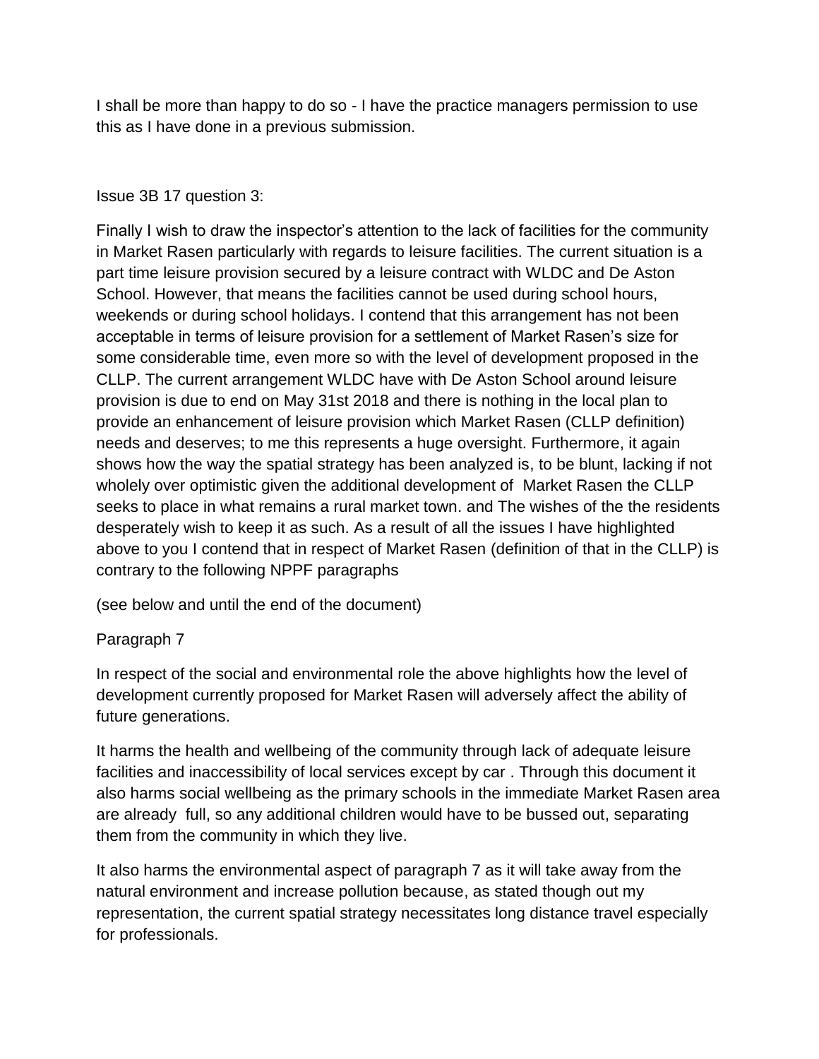I shall be more than happy to do so - I have the practice managers permission to use this as I have done in a previous submission.

Issue 3B 17 question 3:

Finally I wish to draw the inspector's attention to the lack of facilities for the community in Market Rasen particularly with regards to leisure facilities. The current situation is a part time leisure provision secured by a leisure contract with WLDC and De Aston School. However, that means the facilities cannot be used during school hours, weekends or during school holidays. I contend that this arrangement has not been acceptable in terms of leisure provision for a settlement of Market Rasen's size for some considerable time, even more so with the level of development proposed in the CLLP. The current arrangement WLDC have with De Aston School around leisure provision is due to end on May 31st 2018 and there is nothing in the local plan to provide an enhancement of leisure provision which Market Rasen (CLLP definition) needs and deserves; to me this represents a huge oversight. Furthermore, it again shows how the way the spatial strategy has been analyzed is, to be blunt, lacking if not wholely over optimistic given the additional development of Market Rasen the CLLP seeks to place in what remains a rural market town. and The wishes of the the residents desperately wish to keep it as such. As a result of all the issues I have highlighted above to you I contend that in respect of Market Rasen (definition of that in the CLLP) is contrary to the following NPPF paragraphs

(see below and until the end of the document)

Paragraph 7

In respect of the social and environmental role the above highlights how the level of development currently proposed for Market Rasen will adversely affect the ability of future generations.

It harms the health and wellbeing of the community through lack of adequate leisure facilities and inaccessibility of local services except by car . Through this document it also harms social wellbeing as the primary schools in the immediate Market Rasen area are already full, so any additional children would have to be bussed out, separating them from the community in which they live.

It also harms the environmental aspect of paragraph 7 as it will take away from the natural environment and increase pollution because, as stated though out my representation, the current spatial strategy necessitates long distance travel especially for professionals.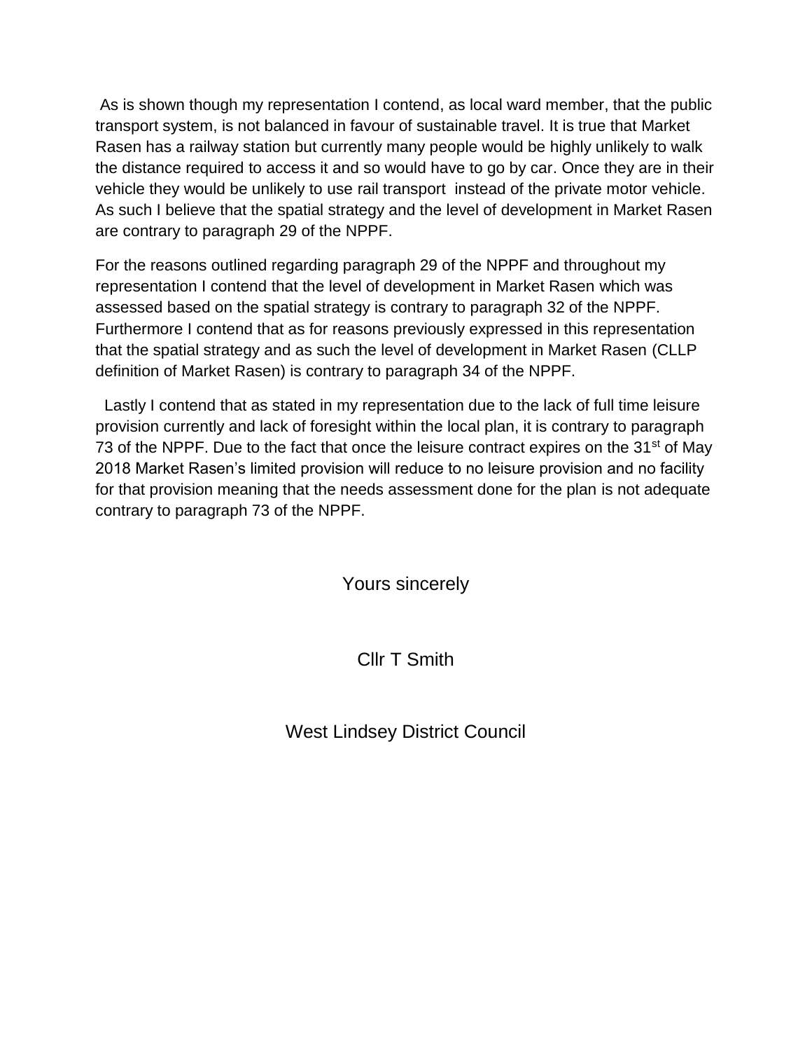As is shown though my representation I contend, as local ward member, that the public transport system, is not balanced in favour of sustainable travel. It is true that Market Rasen has a railway station but currently many people would be highly unlikely to walk the distance required to access it and so would have to go by car. Once they are in their vehicle they would be unlikely to use rail transport instead of the private motor vehicle. As such I believe that the spatial strategy and the level of development in Market Rasen are contrary to paragraph 29 of the NPPF.

For the reasons outlined regarding paragraph 29 of the NPPF and throughout my representation I contend that the level of development in Market Rasen which was assessed based on the spatial strategy is contrary to paragraph 32 of the NPPF. Furthermore I contend that as for reasons previously expressed in this representation that the spatial strategy and as such the level of development in Market Rasen (CLLP definition of Market Rasen) is contrary to paragraph 34 of the NPPF.

Lastly I contend that as stated in my representation due to the lack of full time leisure provision currently and lack of foresight within the local plan, it is contrary to paragraph 73 of the NPPF. Due to the fact that once the leisure contract expires on the 31st of May 2018 Market Rasen's limited provision will reduce to no leisure provision and no facility for that provision meaning that the needs assessment done for the plan is not adequate contrary to paragraph 73 of the NPPF.

Yours sincerely

Cllr T Smith

West Lindsey District Council